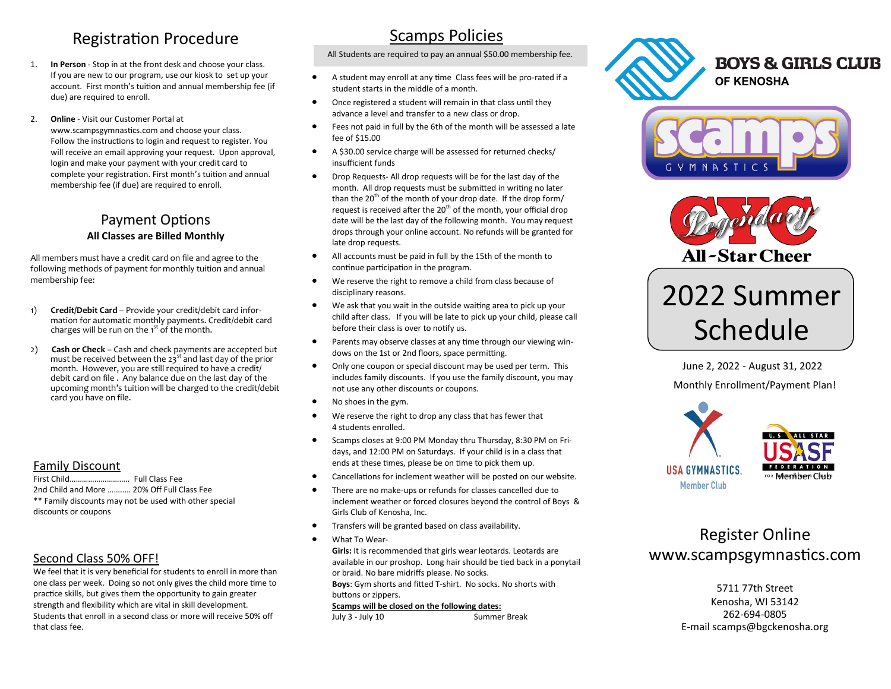## Registration Procedure

1. **In Person** - Stop in at the front desk and choose your class. If you are new to our program, use our kiosk to set up your account. First month's tuition and annual membership fee (if due) are required to enroll.

2. **Online** - Visit our Customer Portal at www.scampsgymnastics.com and choose your class. Follow the instructions to login and request to register. You will receive an email approving your request. Upon approval, login and make your payment with your credit card to complete your registration. First month's tuition and annual membership fee (if due) are required to enroll.

## Payment Options

**All Classes are Billed Monthly**

All members must have a credit card on file and agree to the following methods of payment for monthly tuition and annual membership fee:

1) **Credit/Debit Card** – Provide your credit/debit card information for automatic monthly payments. Credit/debit card charges will be run on the 1st of the month.

2) **Cash or Check** – Cash and check payments are accepted but must be received between the 23rd and last day of the prior month. However, you are still required to have a credit/debit card on file . Any balance due on the last day of the upcoming month's tuition will be charged to the credit/debit card you have on file.

## Family Discount

First Child………………………. Full Class Fee
2nd Child and More ……….. 20% Off Full Class Fee
** Family discounts may not be used with other special discounts or coupons

## Second Class 50% OFF!

We feel that it is very beneficial for students to enroll in more than one class per week. Doing so not only gives the child more time to practice skills, but gives them the opportunity to gain greater strength and flexibility which are vital in skill development. Students that enroll in a second class or more will receive 50% off that class fee.

## Scamps Policies

All Students are required to pay an annual $50.00 membership fee.

- A student may enroll at any time Class fees will be pro-rated if a student starts in the middle of a month.
- Once registered a student will remain in that class until they advance a level and transfer to a new class or drop.
- Fees not paid in full by the 6th of the month will be assessed a late fee of $15.00
- A $30.00 service charge will be assessed for returned checks/ insufficient funds
- Drop Requests- All drop requests will be for the last day of the month. All drop requests must be submitted in writing no later than the 20th of the month of your drop date. If the drop form/ request is received after the 20th of the month, your official drop date will be the last day of the following month. You may request drops through your online account. No refunds will be granted for late drop requests.
- All accounts must be paid in full by the 15th of the month to continue participation in the program.
- We reserve the right to remove a child from class because of disciplinary reasons.
- We ask that you wait in the outside waiting area to pick up your child after class. If you will be late to pick up your child, please call before their class is over to notify us.
- Parents may observe classes at any time through our viewing windows on the 1st or 2nd floors, space permitting.
- Only one coupon or special discount may be used per term. This includes family discounts. If you use the family discount, you may not use any other discounts or coupons.
- No shoes in the gym.
- We reserve the right to drop any class that has fewer that 4 students enrolled.
- Scamps closes at 9:00 PM Monday thru Thursday, 8:30 PM on Fridays, and 12:00 PM on Saturdays. If your child is in a class that ends at these times, please be on time to pick them up.
- Cancellations for inclement weather will be posted on our website.
- There are no make-ups or refunds for classes cancelled due to inclement weather or forced closures beyond the control of Boys & Girls Club of Kenosha, Inc.
- Transfers will be granted based on class availability.
- What To Wear-
  **Girls:** It is recommended that girls wear leotards. Leotards are available in our proshop. Long hair should be tied back in a ponytail or braid. No bare midriffs please. No socks.
  **Boys**: Gym shorts and fitted T-shirt. No socks. No shorts with buttons or zippers.
  **Scamps will be closed on the following dates:**
  July 3 - July 10 Summer Break

**BOYS & GIRLS CLUB OF KENOSHA**

**scamps GYMNASTICS**

**CYC Legendary All-Star Cheer**

# 2022 Summer Schedule

June 2, 2022 - August 31, 2022

Monthly Enrollment/Payment Plan!

USA GYMNASTICS. Member Club

U.S. ALL STAR USASF FEDERATION Member Club

## Register Online www.scampsgymnastics.com

5711 77th Street
Kenosha, WI 53142
262-694-0805
E-mail scamps@bgckenosha.org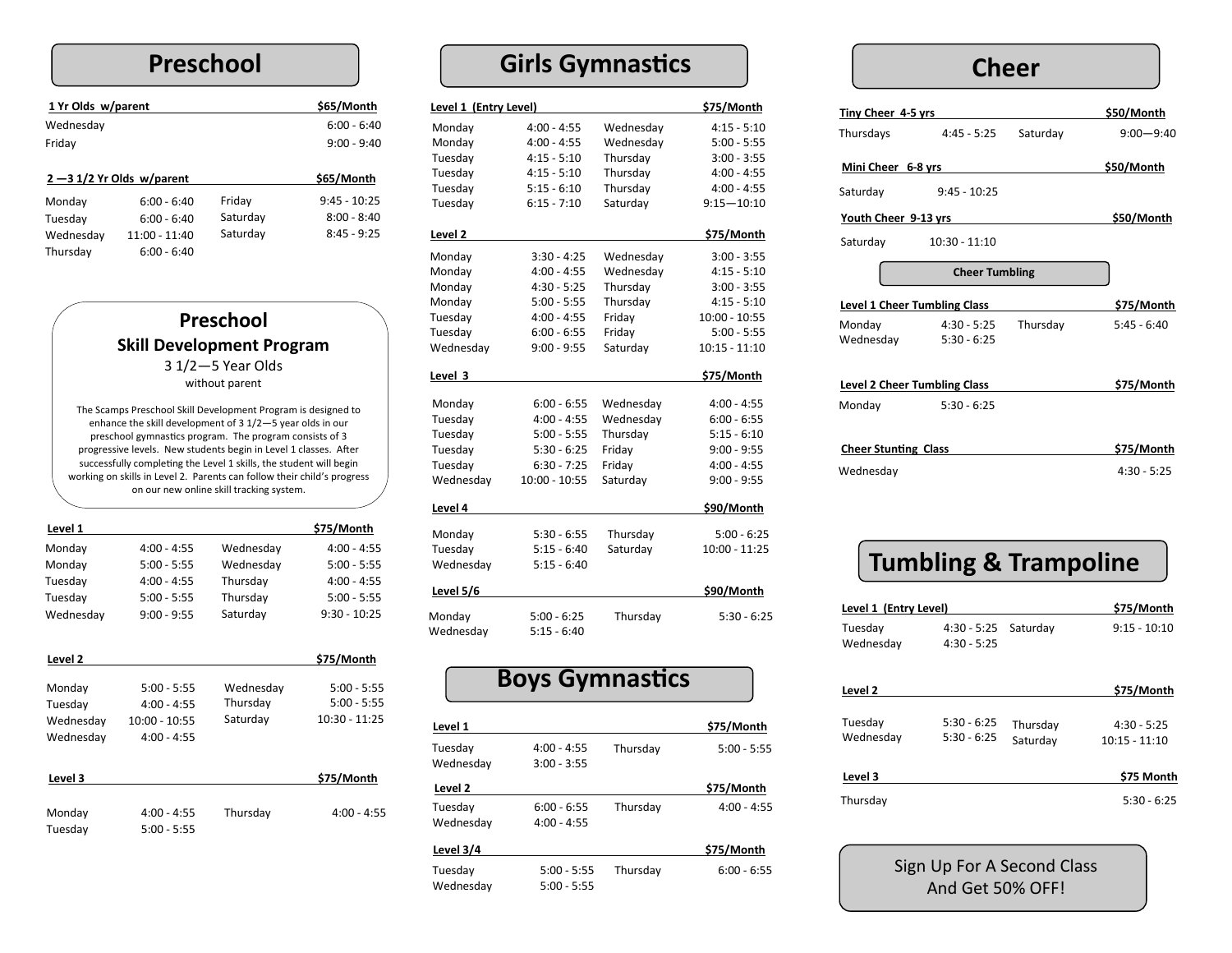# Preschool

**1 Yr Olds w/parent** — **$65/Month**

| | |
|---|---|
| Wednesday | 6:00 - 6:40 |
| Friday | 9:00 - 9:40 |

**2 —3 1/2 Yr Olds w/parent** — **$65/Month**

| | | | |
|---|---|---|---|
| Monday | 6:00 - 6:40 | Friday | 9:45 - 10:25 |
| Tuesday | 6:00 - 6:40 | Saturday | 8:00 - 8:40 |
| Wednesday | 11:00 - 11:40 | Saturday | 8:45 - 9:25 |
| Thursday | 6:00 - 6:40 | | |

## Preschool Skill Development Program

3 1/2—5 Year Olds

without parent

The Scamps Preschool Skill Development Program is designed to enhance the skill development of 3 1/2—5 year olds in our preschool gymnastics program. The program consists of 3 progressive levels. New students begin in Level 1 classes. After successfully completing the Level 1 skills, the student will begin working on skills in Level 2. Parents can follow their child's progress on our new online skill tracking system.

**Level 1** — **$75/Month**

| | | | |
|---|---|---|---|
| Monday | 4:00 - 4:55 | Wednesday | 4:00 - 4:55 |
| Monday | 5:00 - 5:55 | Wednesday | 5:00 - 5:55 |
| Tuesday | 4:00 - 4:55 | Thursday | 4:00 - 4:55 |
| Tuesday | 5:00 - 5:55 | Thursday | 5:00 - 5:55 |
| Wednesday | 9:00 - 9:55 | Saturday | 9:30 - 10:25 |

**Level 2** — **$75/Month**

| | | | |
|---|---|---|---|
| Monday | 5:00 - 5:55 | Wednesday | 5:00 - 5:55 |
| Tuesday | 4:00 - 4:55 | Thursday | 5:00 - 5:55 |
| Wednesday | 10:00 - 10:55 | Saturday | 10:30 - 11:25 |
| Wednesday | 4:00 - 4:55 | | |

**Level 3** — **$75/Month**

| | | | |
|---|---|---|---|
| Monday | 4:00 - 4:55 | Thursday | 4:00 - 4:55 |
| Tuesday | 5:00 - 5:55 | | |

# Girls Gymnastics

**Level 1 (Entry Level)** — **$75/Month**

| | | | |
|---|---|---|---|
| Monday | 4:00 - 4:55 | Wednesday | 4:15 - 5:10 |
| Monday | 4:00 - 4:55 | Wednesday | 5:00 - 5:55 |
| Tuesday | 4:15 - 5:10 | Thursday | 3:00 - 3:55 |
| Tuesday | 4:15 - 5:10 | Thursday | 4:00 - 4:55 |
| Tuesday | 5:15 - 6:10 | Thursday | 4:00 - 4:55 |
| Tuesday | 6:15 - 7:10 | Saturday | 9:15—10:10 |

**Level 2** — **$75/Month**

| | | | |
|---|---|---|---|
| Monday | 3:30 - 4:25 | Wednesday | 3:00 - 3:55 |
| Monday | 4:00 - 4:55 | Wednesday | 4:15 - 5:10 |
| Monday | 4:30 - 5:25 | Thursday | 3:00 - 3:55 |
| Monday | 5:00 - 5:55 | Thursday | 4:15 - 5:10 |
| Tuesday | 4:00 - 4:55 | Friday | 10:00 - 10:55 |
| Tuesday | 6:00 - 6:55 | Friday | 5:00 - 5:55 |
| Wednesday | 9:00 - 9:55 | Saturday | 10:15 - 11:10 |

**Level 3** — **$75/Month**

| | | | |
|---|---|---|---|
| Monday | 6:00 - 6:55 | Wednesday | 4:00 - 4:55 |
| Tuesday | 4:00 - 4:55 | Wednesday | 6:00 - 6:55 |
| Tuesday | 5:00 - 5:55 | Thursday | 5:15 - 6:10 |
| Tuesday | 5:30 - 6:25 | Friday | 9:00 - 9:55 |
| Tuesday | 6:30 - 7:25 | Friday | 4:00 - 4:55 |
| Wednesday | 10:00 - 10:55 | Saturday | 9:00 - 9:55 |

**Level 4** — **$90/Month**

| | | | |
|---|---|---|---|
| Monday | 5:30 - 6:55 | Thursday | 5:00 - 6:25 |
| Tuesday | 5:15 - 6:40 | Saturday | 10:00 - 11:25 |
| Wednesday | 5:15 - 6:40 | | |

**Level 5/6** — **$90/Month**

| | | | |
|---|---|---|---|
| Monday | 5:00 - 6:25 | Thursday | 5:30 - 6:25 |
| Wednesday | 5:15 - 6:40 | | |

# Boys Gymnastics

**Level 1** — **$75/Month**

| | | | |
|---|---|---|---|
| Tuesday | 4:00 - 4:55 | Thursday | 5:00 - 5:55 |
| Wednesday | 3:00 - 3:55 | | |

**Level 2** — **$75/Month**

| | | | |
|---|---|---|---|
| Tuesday | 6:00 - 6:55 | Thursday | 4:00 - 4:55 |
| Wednesday | 4:00 - 4:55 | | |

**Level 3/4** — **$75/Month**

| | | | |
|---|---|---|---|
| Tuesday | 5:00 - 5:55 | Thursday | 6:00 - 6:55 |
| Wednesday | 5:00 - 5:55 | | |

# Cheer

**Tiny Cheer 4-5 yrs** — **$50/Month**

| | | | |
|---|---|---|---|
| Thursdays | 4:45 - 5:25 | Saturday | 9:00—9:40 |

**Mini Cheer 6-8 yrs** — **$50/Month**

| | |
|---|---|
| Saturday | 9:45 - 10:25 |

**Youth Cheer 9-13 yrs** — **$50/Month**

| | |
|---|---|
| Saturday | 10:30 - 11:10 |

## Cheer Tumbling

**Level 1 Cheer Tumbling Class** — **$75/Month**

| | | | |
|---|---|---|---|
| Monday | 4:30 - 5:25 | Thursday | 5:45 - 6:40 |
| Wednesday | 5:30 - 6:25 | | |

**Level 2 Cheer Tumbling Class** — **$75/Month**

| | |
|---|---|
| Monday | 5:30 - 6:25 |

**Cheer Stunting Class** — **$75/Month**

| | |
|---|---|
| Wednesday | 4:30 - 5:25 |

# Tumbling & Trampoline

**Level 1 (Entry Level)** — **$75/Month**

| | | | |
|---|---|---|---|
| Tuesday | 4:30 - 5:25 | Saturday | 9:15 - 10:10 |
| Wednesday | 4:30 - 5:25 | | |

**Level 2** — **$75/Month**

| | | | |
|---|---|---|---|
| Tuesday | 5:30 - 6:25 | Thursday | 4:30 - 5:25 |
| Wednesday | 5:30 - 6:25 | Saturday | 10:15 - 11:10 |

**Level 3** — **$75 Month**

| | |
|---|---|
| Thursday | 5:30 - 6:25 |

Sign Up For A Second Class And Get 50% OFF!